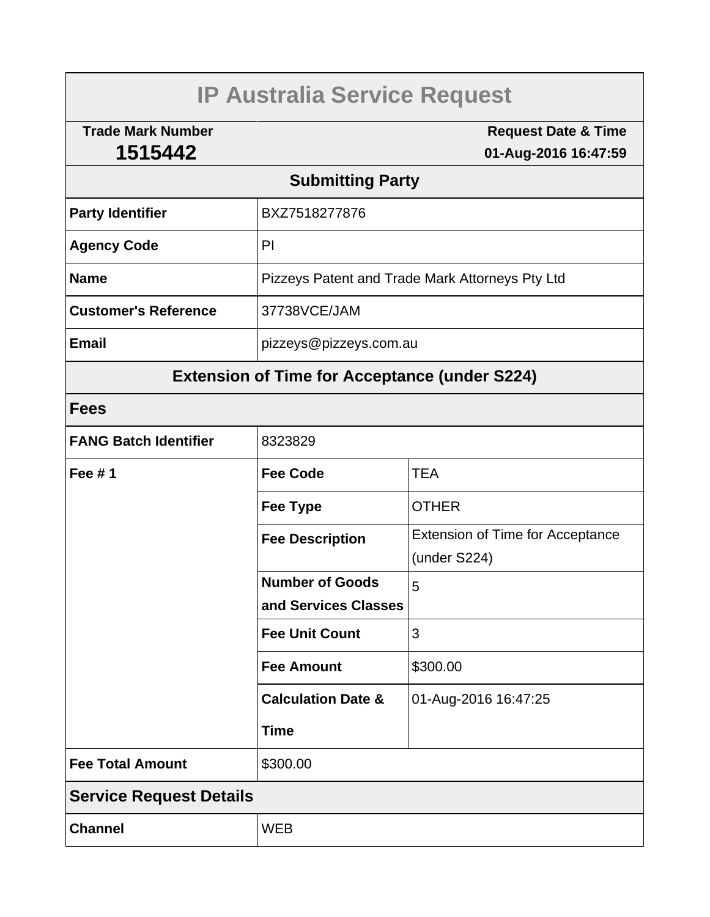# IP Australia Service Request

| Trade Mark Number | Request Date & Time |
|---|---|
| **1515442** | **01-Aug-2016 16:47:59** |

## Submitting Party

| | |
|---|---|
| **Party Identifier** | BXZ7518277876 |
| **Agency Code** | PI |
| **Name** | Pizzeys Patent and Trade Mark Attorneys Pty Ltd |
| **Customer's Reference** | 37738VCE/JAM |
| **Email** | pizzeys@pizzeys.com.au |

## Extension of Time for Acceptance (under S224)

### Fees

| | | |
|---|---|---|
| **FANG Batch Identifier** | 8323829 | |
| **Fee # 1** | **Fee Code** | TEA |
| | **Fee Type** | OTHER |
| | **Fee Description** | Extension of Time for Acceptance (under S224) |
| | **Number of Goods and Services Classes** | 5 |
| | **Fee Unit Count** | 3 |
| | **Fee Amount** | $300.00 |
| | **Calculation Date & Time** | 01-Aug-2016 16:47:25 |
| **Fee Total Amount** | $300.00 | |

### Service Request Details

| | |
|---|---|
| **Channel** | WEB |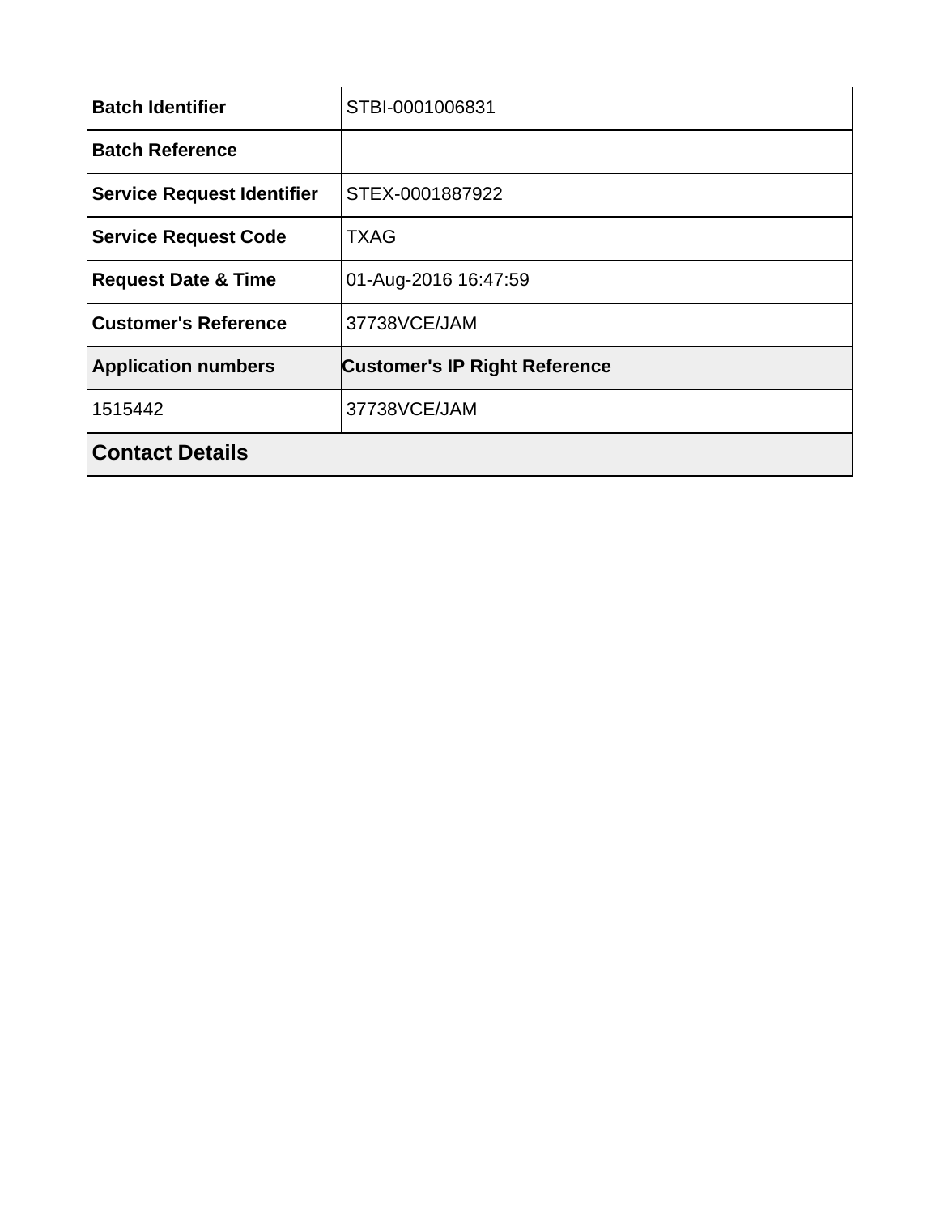| | |
|---|---|
| **Batch Identifier** | STBI-0001006831 |
| **Batch Reference** | |
| **Service Request Identifier** | STEX-0001887922 |
| **Service Request Code** | TXAG |
| **Request Date & Time** | 01-Aug-2016 16:47:59 |
| **Customer's Reference** | 37738VCE/JAM |
| **Application numbers** | **Customer's IP Right Reference** |
| 1515442 | 37738VCE/JAM |

## Contact Details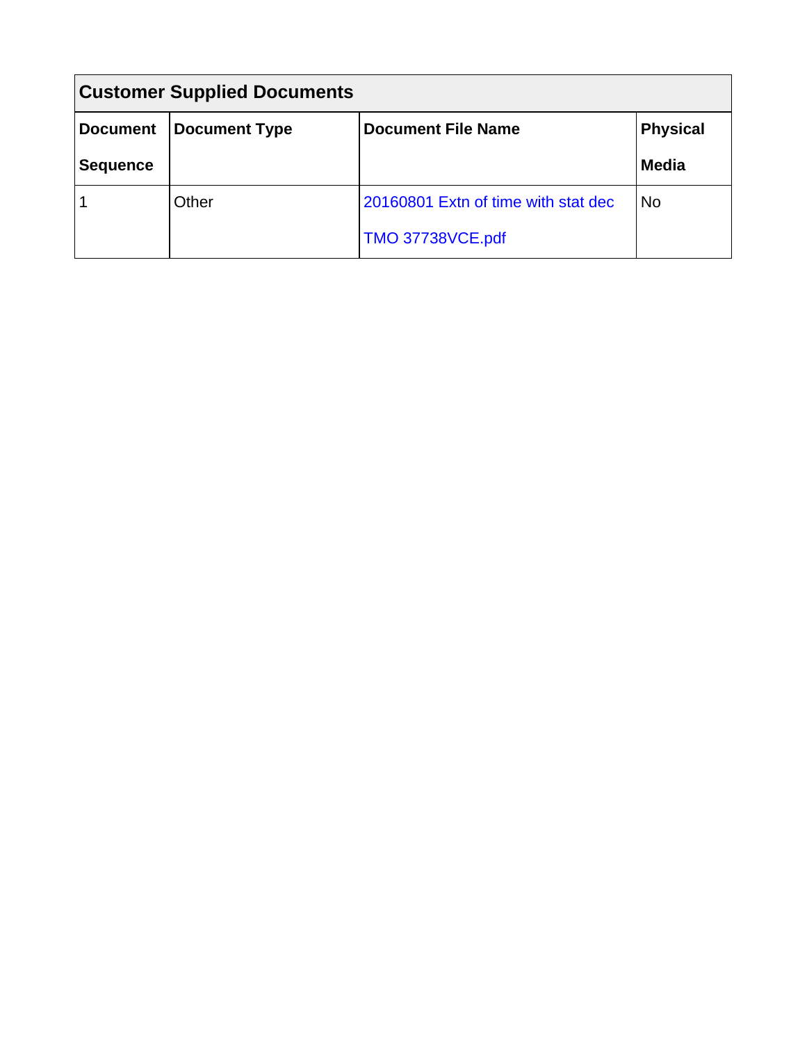| Customer Supplied Documents | | | |
|---|---|---|---|
| **Document Sequence** | **Document Type** | **Document File Name** | **Physical Media** |
| 1 | Other | 20160801 Extn of time with stat dec TMO 37738VCE.pdf | No |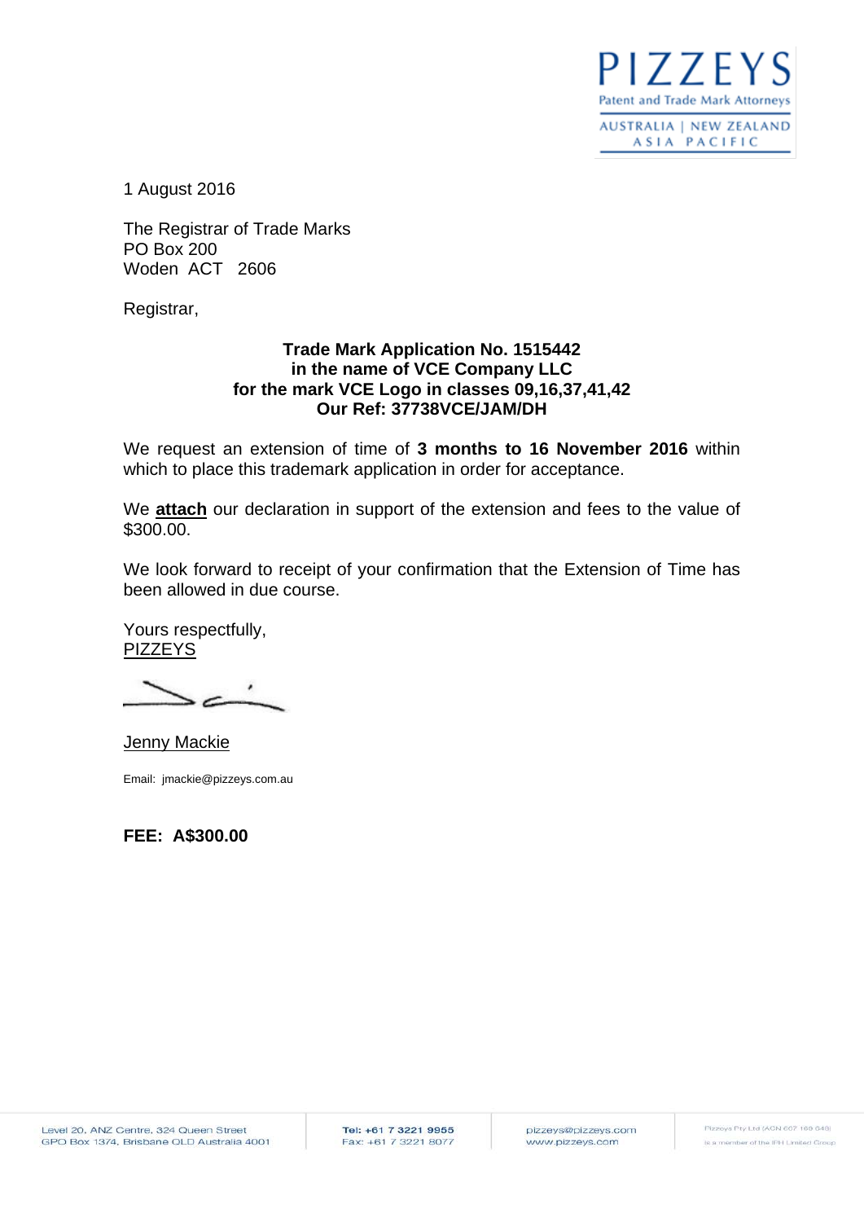PIZZEYS
Patent and Trade Mark Attorneys
AUSTRALIA | NEW ZEALAND
ASIA PACIFIC

1 August 2016

The Registrar of Trade Marks
PO Box 200
Woden ACT 2606

Registrar,

**Trade Mark Application No. 1515442**
**in the name of VCE Company LLC**
**for the mark VCE Logo in classes 09,16,37,41,42**
**Our Ref: 37738VCE/JAM/DH**

We request an extension of time of **3 months to 16 November 2016** within which to place this trademark application in order for acceptance.

We **attach** our declaration in support of the extension and fees to the value of $300.00.

We look forward to receipt of your confirmation that the Extension of Time has been allowed in due course.

Yours respectfully,
PIZZEYS

Jenny Mackie

Email: jmackie@pizzeys.com.au

**FEE: A$300.00**

Level 20, ANZ Centre, 324 Queen Street
GPO Box 1374, Brisbane QLD Australia 4001

Tel: +61 7 3221 9955
Fax: +61 7 3221 8077

pizzeys@pizzeys.com
www.pizzeys.com

Pizzeys Pty Ltd (ACN 007 169 049)
is a member of the IPH Limited Group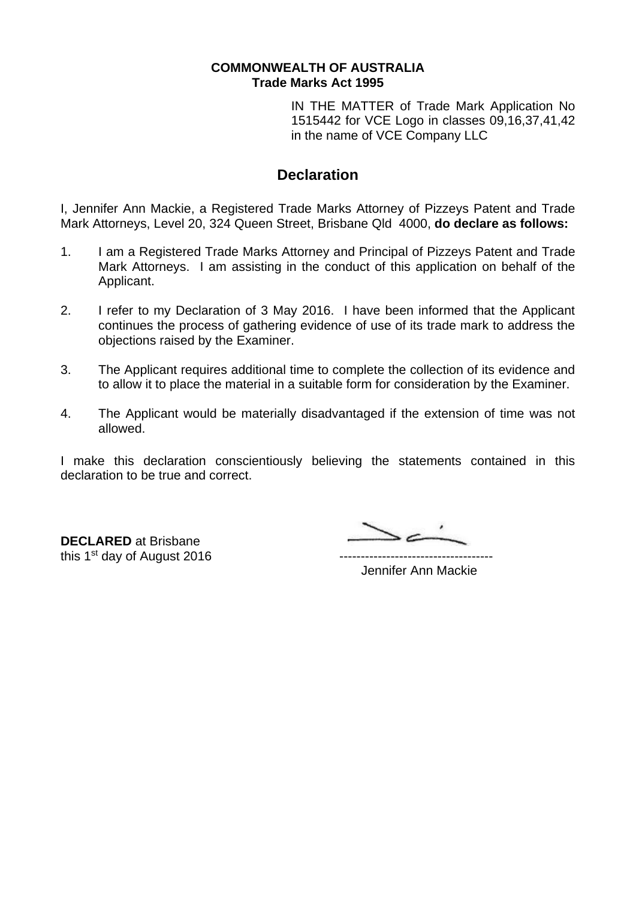**COMMONWEALTH OF AUSTRALIA**
**Trade Marks Act 1995**

IN THE MATTER of Trade Mark Application No 1515442 for VCE Logo in classes 09,16,37,41,42 in the name of VCE Company LLC

## Declaration

I, Jennifer Ann Mackie, a Registered Trade Marks Attorney of Pizzeys Patent and Trade Mark Attorneys, Level 20, 324 Queen Street, Brisbane Qld 4000, **do declare as follows:**

1. I am a Registered Trade Marks Attorney and Principal of Pizzeys Patent and Trade Mark Attorneys. I am assisting in the conduct of this application on behalf of the Applicant.

2. I refer to my Declaration of 3 May 2016. I have been informed that the Applicant continues the process of gathering evidence of use of its trade mark to address the objections raised by the Examiner.

3. The Applicant requires additional time to complete the collection of its evidence and to allow it to place the material in a suitable form for consideration by the Examiner.

4. The Applicant would be materially disadvantaged if the extension of time was not allowed.

I make this declaration conscientiously believing the statements contained in this declaration to be true and correct.

**DECLARED** at Brisbane
this 1st day of August 2016

-----------------------------------
Jennifer Ann Mackie